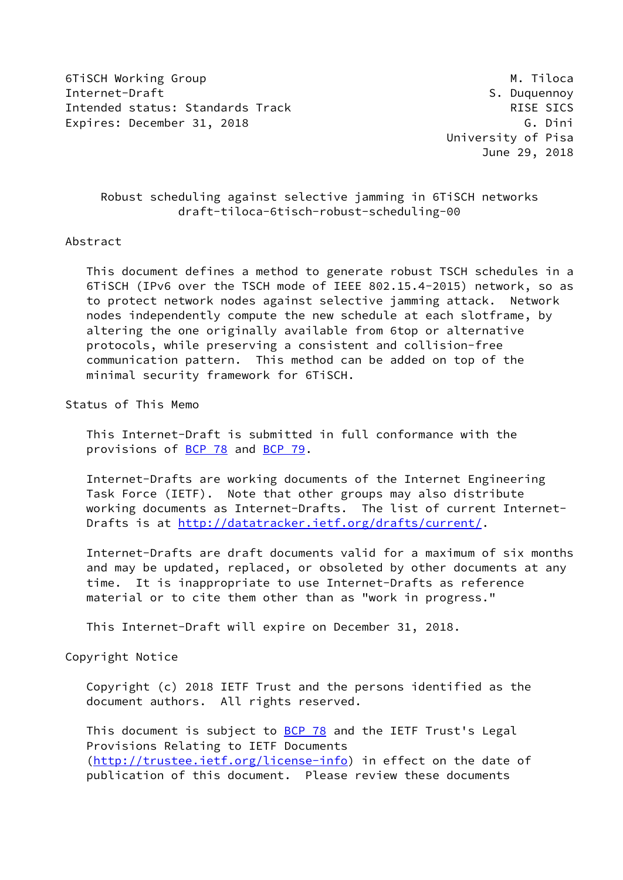6TiSCH Working Group M. Tiloca
Internet-Draft S. Duquennoy
Intended status: Standards Track RISE SICS
Expires: December 31, 2018 G. Dini
University of Pisa
June 29, 2018

# Robust scheduling against selective jamming in 6TiSCH networks
draft-tiloca-6tisch-robust-scheduling-00

## Abstract

This document defines a method to generate robust TSCH schedules in a 6TiSCH (IPv6 over the TSCH mode of IEEE 802.15.4-2015) network, so as to protect network nodes against selective jamming attack. Network nodes independently compute the new schedule at each slotframe, by altering the one originally available from 6top or alternative protocols, while preserving a consistent and collision-free communication pattern. This method can be added on top of the minimal security framework for 6TiSCH.

## Status of This Memo

This Internet-Draft is submitted in full conformance with the provisions of BCP 78 and BCP 79.

Internet-Drafts are working documents of the Internet Engineering Task Force (IETF). Note that other groups may also distribute working documents as Internet-Drafts. The list of current Internet-Drafts is at http://datatracker.ietf.org/drafts/current/.

Internet-Drafts are draft documents valid for a maximum of six months and may be updated, replaced, or obsoleted by other documents at any time. It is inappropriate to use Internet-Drafts as reference material or to cite them other than as "work in progress."

This Internet-Draft will expire on December 31, 2018.

## Copyright Notice

Copyright (c) 2018 IETF Trust and the persons identified as the document authors. All rights reserved.

This document is subject to BCP 78 and the IETF Trust's Legal Provisions Relating to IETF Documents (http://trustee.ietf.org/license-info) in effect on the date of publication of this document. Please review these documents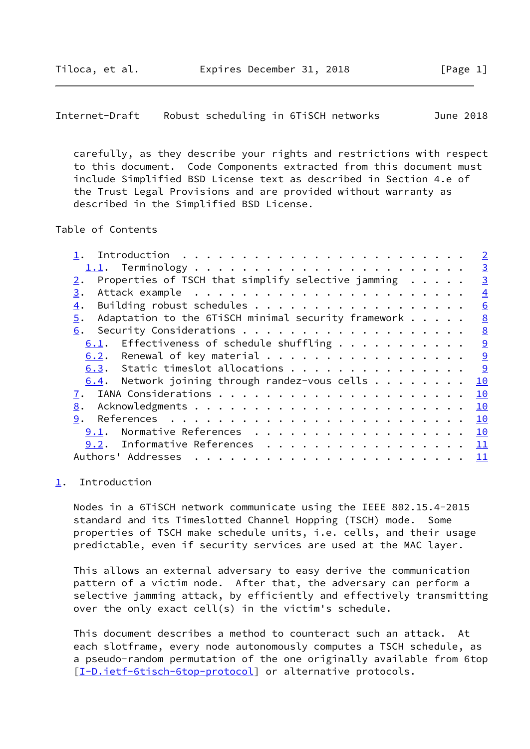carefully, as they describe your rights and restrictions with respect to this document. Code Components extracted from this document must include Simplified BSD License text as described in Section 4.e of the Trust Legal Provisions and are provided without warranty as described in the Simplified BSD License.

Table of Contents

```
   1.  Introduction  . . . . . . . . . . . . . . . . . . . . . . . .   2
     1.1.  Terminology . . . . . . . . . . . . . . . . . . . . . . .   3
   2.  Properties of TSCH that simplify selective jamming  . . . . .   3
   3.  Attack example  . . . . . . . . . . . . . . . . . . . . . . .   4
   4.  Building robust schedules . . . . . . . . . . . . . . . . . .   6
   5.  Adaptation to the 6TiSCH minimal security framework . . . . .   8
   6.  Security Considerations . . . . . . . . . . . . . . . . . . .   8
     6.1.  Effectiveness of schedule shuffling . . . . . . . . . . .   9
     6.2.  Renewal of key material . . . . . . . . . . . . . . . . .   9
     6.3.  Static timeslot allocations . . . . . . . . . . . . . . .   9
     6.4.  Network joining through randez-vous cells . . . . . . . .  10
   7.  IANA Considerations . . . . . . . . . . . . . . . . . . . . .  10
   8.  Acknowledgments . . . . . . . . . . . . . . . . . . . . . . .  10
   9.  References  . . . . . . . . . . . . . . . . . . . . . . . . .  10
     9.1.  Normative References  . . . . . . . . . . . . . . . . . .  10
     9.2.  Informative References  . . . . . . . . . . . . . . . . .  11
   Authors' Addresses  . . . . . . . . . . . . . . . . . . . . . . .  11
```

## 1. Introduction

Nodes in a 6TiSCH network communicate using the IEEE 802.15.4-2015 standard and its Timeslotted Channel Hopping (TSCH) mode. Some properties of TSCH make schedule units, i.e. cells, and their usage predictable, even if security services are used at the MAC layer.

This allows an external adversary to easy derive the communication pattern of a victim node. After that, the adversary can perform a selective jamming attack, by efficiently and effectively transmitting over the only exact cell(s) in the victim's schedule.

This document describes a method to counteract such an attack. At each slotframe, every node autonomously computes a TSCH schedule, as a pseudo-random permutation of the one originally available from 6top [I-D.ietf-6tisch-6top-protocol] or alternative protocols.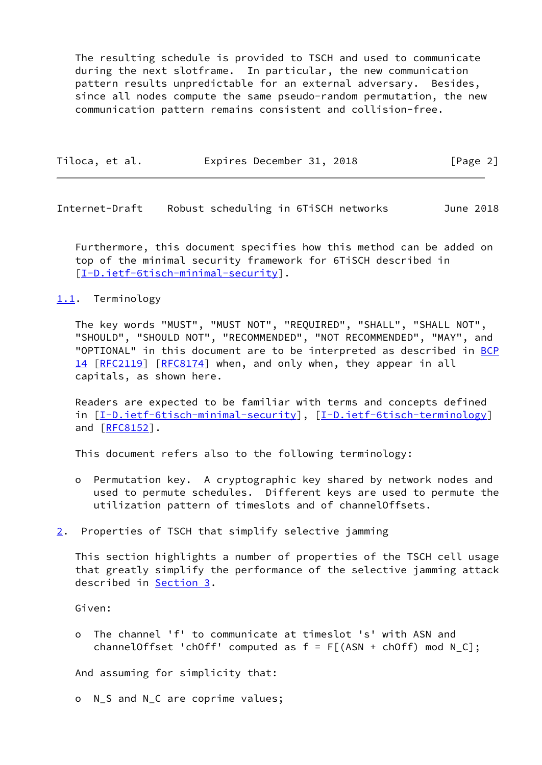The resulting schedule is provided to TSCH and used to communicate during the next slotframe. In particular, the new communication pattern results unpredictable for an external adversary. Besides, since all nodes compute the same pseudo-random permutation, the new communication pattern remains consistent and collision-free.

Furthermore, this document specifies how this method can be added on top of the minimal security framework for 6TiSCH described in [I-D.ietf-6tisch-minimal-security].

## 1.1. Terminology

The key words "MUST", "MUST NOT", "REQUIRED", "SHALL", "SHALL NOT", "SHOULD", "SHOULD NOT", "RECOMMENDED", "NOT RECOMMENDED", "MAY", and "OPTIONAL" in this document are to be interpreted as described in BCP 14 [RFC2119] [RFC8174] when, and only when, they appear in all capitals, as shown here.

Readers are expected to be familiar with terms and concepts defined in [I-D.ietf-6tisch-minimal-security], [I-D.ietf-6tisch-terminology] and [RFC8152].

This document refers also to the following terminology:

- Permutation key. A cryptographic key shared by network nodes and used to permute schedules. Different keys are used to permute the utilization pattern of timeslots and of channelOffsets.

# 2. Properties of TSCH that simplify selective jamming

This section highlights a number of properties of the TSCH cell usage that greatly simplify the performance of the selective jamming attack described in Section 3.

Given:

- The channel 'f' to communicate at timeslot 's' with ASN and channelOffset 'chOff' computed as $f = F[(ASN + chOff) \bmod N_C]$;

And assuming for simplicity that:

- $N_S$ and $N_C$ are coprime values;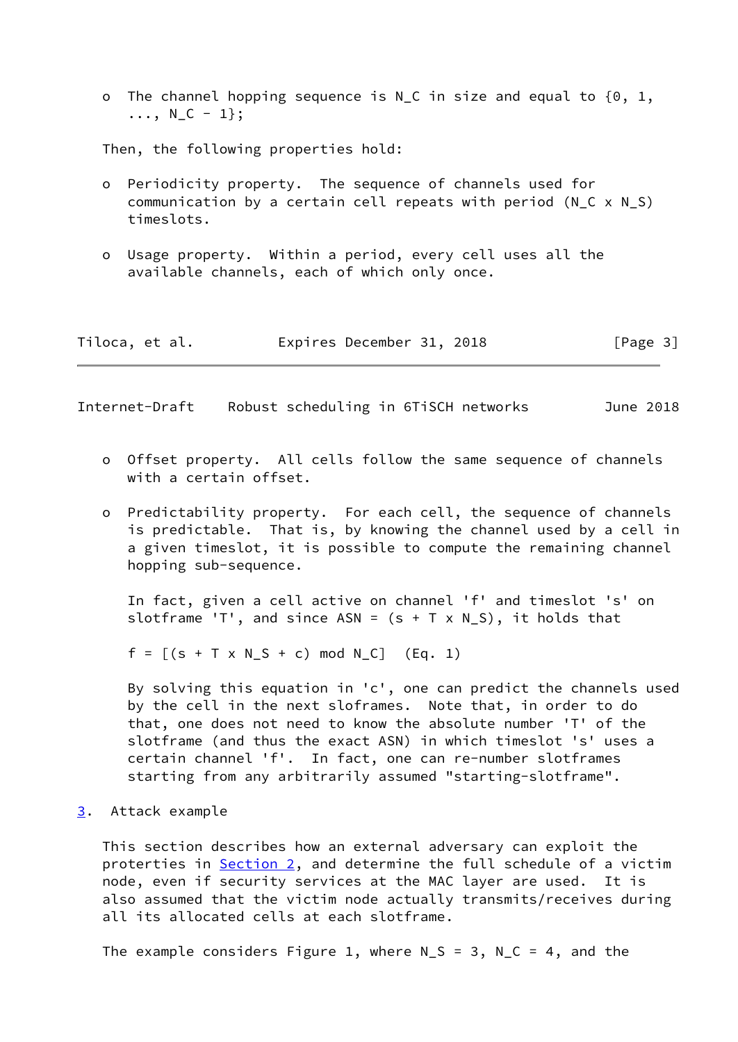- The channel hopping sequence is $N_C$ in size and equal to $\{0, 1, \ldots, N_C - 1\}$;

Then, the following properties hold:

- Periodicity property. The sequence of channels used for communication by a certain cell repeats with period ($N_C \times N_S$) timeslots.

- Usage property. Within a period, every cell uses all the available channels, each of which only once.

- Offset property. All cells follow the same sequence of channels with a certain offset.

- Predictability property. For each cell, the sequence of channels is predictable. That is, by knowing the channel used by a cell in a given timeslot, it is possible to compute the remaining channel hopping sub-sequence.

  In fact, given a cell active on channel 'f' and timeslot 's' on slotframe 'T', and since ASN = ($s + T \times N_S$), it holds that

  $$f = [(s + T \times N_S + c) \bmod N_C] \quad \text{(Eq. 1)}$$

  By solving this equation in 'c', one can predict the channels used by the cell in the next sloframes. Note that, in order to do that, one does not need to know the absolute number 'T' of the slotframe (and thus the exact ASN) in which timeslot 's' uses a certain channel 'f'. In fact, one can re-number slotframes starting from any arbitrarily assumed "starting-slotframe".

## 3. Attack example

This section describes how an external adversary can exploit the proterties in Section 2, and determine the full schedule of a victim node, even if security services at the MAC layer are used. It is also assumed that the victim node actually transmits/receives during all its allocated cells at each slotframe.

The example considers Figure 1, where $N_S = 3$, $N_C = 4$, and the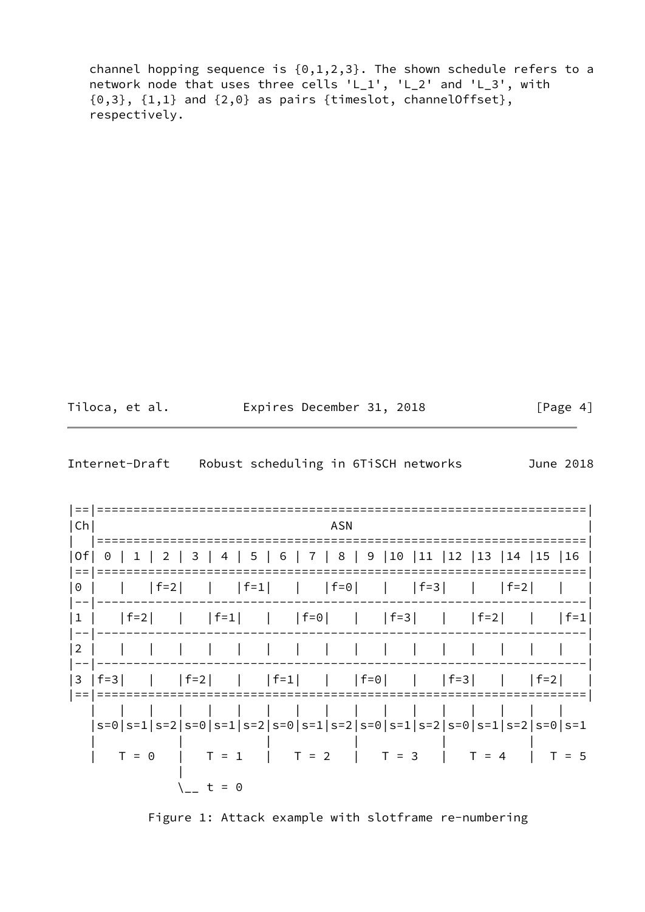channel hopping sequence is {0,1,2,3}. The shown schedule refers to a network node that uses three cells 'L_1', 'L_2' and 'L_3', with {0,3}, {1,1} and {2,0} as pairs {timeslot, channelOffset}, respectively.

```
|==|=================================================================|
|Ch|                              ASN                                |
|  |=================================================================|
|Of| 0 | 1 | 2 | 3 | 4 | 5 | 6 | 7 | 8 | 9 |10 |11 |12 |13 |14 |15 |16 |
|==|=================================================================|
|0 |   |   |f=2|   |   |f=1|   |   |f=0|   |   |f=3|   |   |f=2|   |   |
|--|-----------------------------------------------------------------|
|1 |   |f=2|   |   |f=1|   |   |f=0|   |   |f=3|   |   |f=2|   |   |f=1|
|--|-----------------------------------------------------------------|
|2 |   |   |   |   |   |   |   |   |   |   |   |   |   |   |   |   |   |
|--|-----------------------------------------------------------------|
|3 |f=3|   |   |f=2|   |   |f=1|   |   |f=0|   |   |f=3|   |   |f=2|   |
|==|=================================================================|
   |   |   |   |   |   |   |   |   |   |   |   |   |   |   |   |   |
   |s=0|s=1|s=2|s=0|s=1|s=2|s=0|s=1|s=2|s=0|s=1|s=2|s=0|s=1|s=2|s=0|s=1
   |           |           |           |           |           |
   |   T = 0   |   T = 1   |   T = 2   |   T = 3   |   T = 4   |  T = 5
               |
               \__ t = 0
```

Figure 1: Attack example with slotframe re-numbering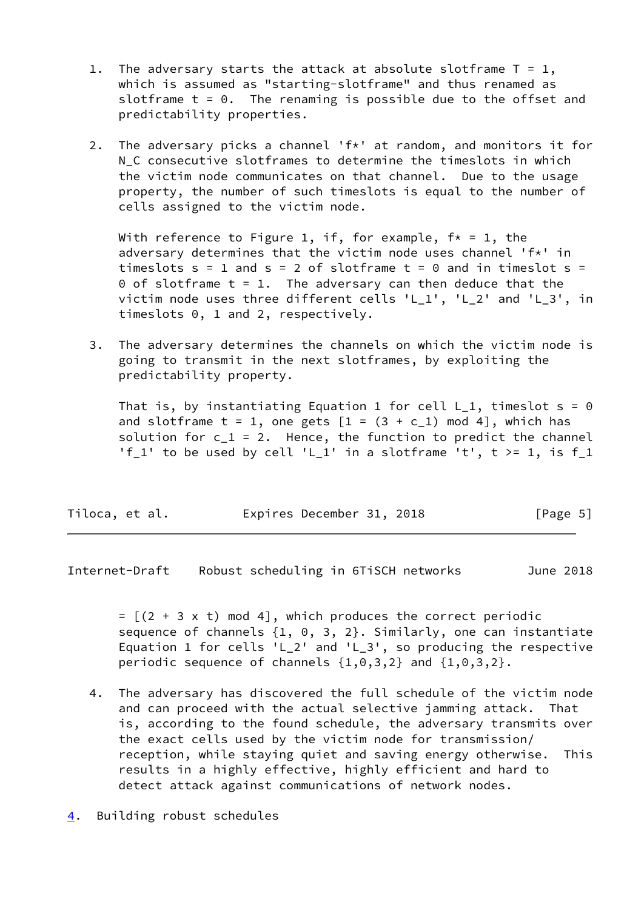1. The adversary starts the attack at absolute slotframe $T = 1$, which is assumed as "starting-slotframe" and thus renamed as slotframe $t = 0$. The renaming is possible due to the offset and predictability properties.

2. The adversary picks a channel 'f*' at random, and monitors it for $N_C$ consecutive slotframes to determine the timeslots in which the victim node communicates on that channel. Due to the usage property, the number of such timeslots is equal to the number of cells assigned to the victim node.

   With reference to Figure 1, if, for example, $f^* = 1$, the adversary determines that the victim node uses channel 'f*' in timeslots $s = 1$ and $s = 2$ of slotframe $t = 0$ and in timeslot $s = 0$ of slotframe $t = 1$. The adversary can then deduce that the victim node uses three different cells '$L_1$', '$L_2$' and '$L_3$', in timeslots 0, 1 and 2, respectively.

3. The adversary determines the channels on which the victim node is going to transmit in the next slotframes, by exploiting the predictability property.

   That is, by instantiating Equation 1 for cell $L_1$, timeslot $s = 0$ and slotframe $t = 1$, one gets $[1 = (3 + c_1) \bmod 4]$, which has solution for $c_1 = 2$. Hence, the function to predict the channel '$f_1$' to be used by cell '$L_1$' in a slotframe 't', $t \geq 1$, is $f_1 = [(2 + 3 \times t) \bmod 4]$, which produces the correct periodic sequence of channels {1, 0, 3, 2}. Similarly, one can instantiate Equation 1 for cells '$L_2$' and '$L_3$', so producing the respective periodic sequence of channels {1,0,3,2} and {1,0,3,2}.

4. The adversary has discovered the full schedule of the victim node and can proceed with the actual selective jamming attack. That is, according to the found schedule, the adversary transmits over the exact cells used by the victim node for transmission/reception, while staying quiet and saving energy otherwise. This results in a highly effective, highly efficient and hard to detect attack against communications of network nodes.

## 4. Building robust schedules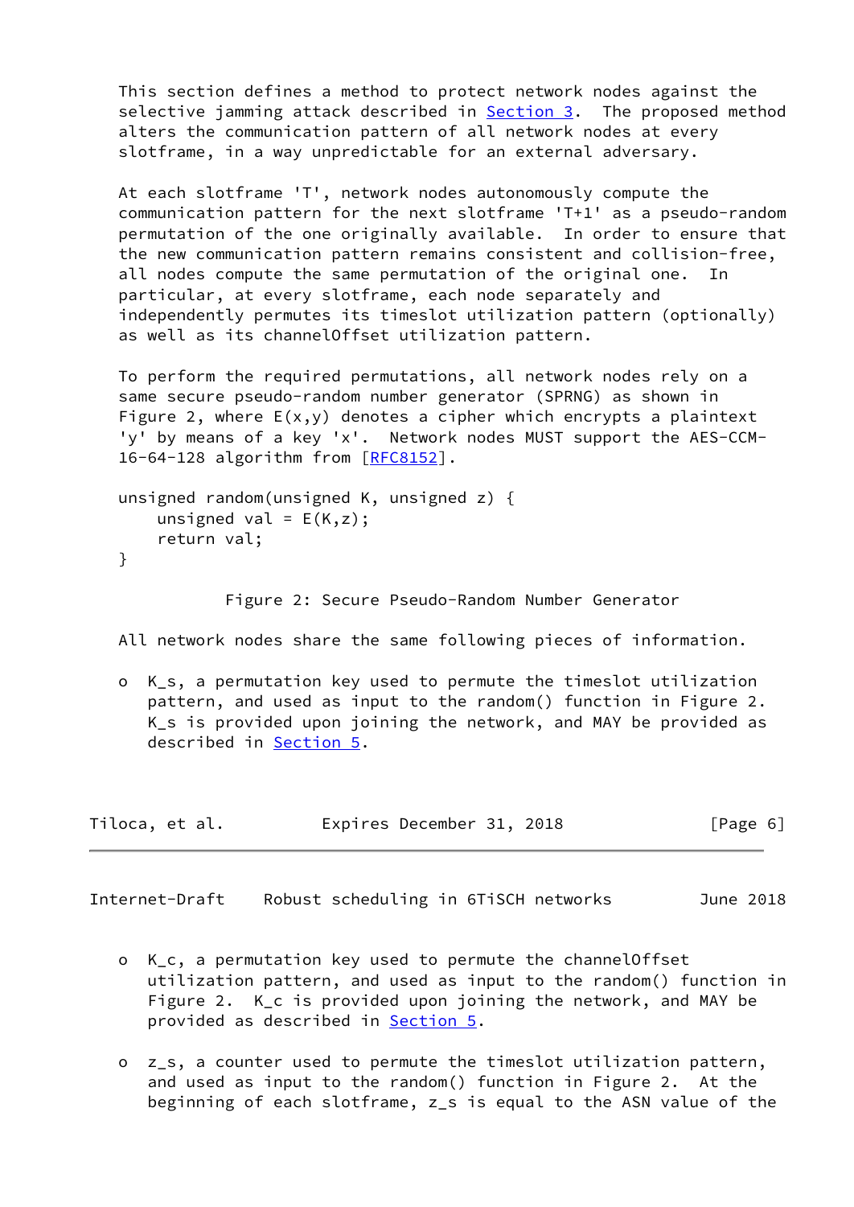This section defines a method to protect network nodes against the selective jamming attack described in Section 3. The proposed method alters the communication pattern of all network nodes at every slotframe, in a way unpredictable for an external adversary.

At each slotframe 'T', network nodes autonomously compute the communication pattern for the next slotframe 'T+1' as a pseudo-random permutation of the one originally available. In order to ensure that the new communication pattern remains consistent and collision-free, all nodes compute the same permutation of the original one. In particular, at every slotframe, each node separately and independently permutes its timeslot utilization pattern (optionally) as well as its channelOffset utilization pattern.

To perform the required permutations, all network nodes rely on a same secure pseudo-random number generator (SPRNG) as shown in Figure 2, where E(x,y) denotes a cipher which encrypts a plaintext 'y' by means of a key 'x'. Network nodes MUST support the AES-CCM-16-64-128 algorithm from [RFC8152].

```
unsigned random(unsigned K, unsigned z) {
    unsigned val = E(K,z);
    return val;
}
```

Figure 2: Secure Pseudo-Random Number Generator

All network nodes share the same following pieces of information.

- K_s, a permutation key used to permute the timeslot utilization pattern, and used as input to the random() function in Figure 2. K_s is provided upon joining the network, and MAY be provided as described in Section 5.

- K_c, a permutation key used to permute the channelOffset utilization pattern, and used as input to the random() function in Figure 2. K_c is provided upon joining the network, and MAY be provided as described in Section 5.

- z_s, a counter used to permute the timeslot utilization pattern, and used as input to the random() function in Figure 2. At the beginning of each slotframe, z_s is equal to the ASN value of the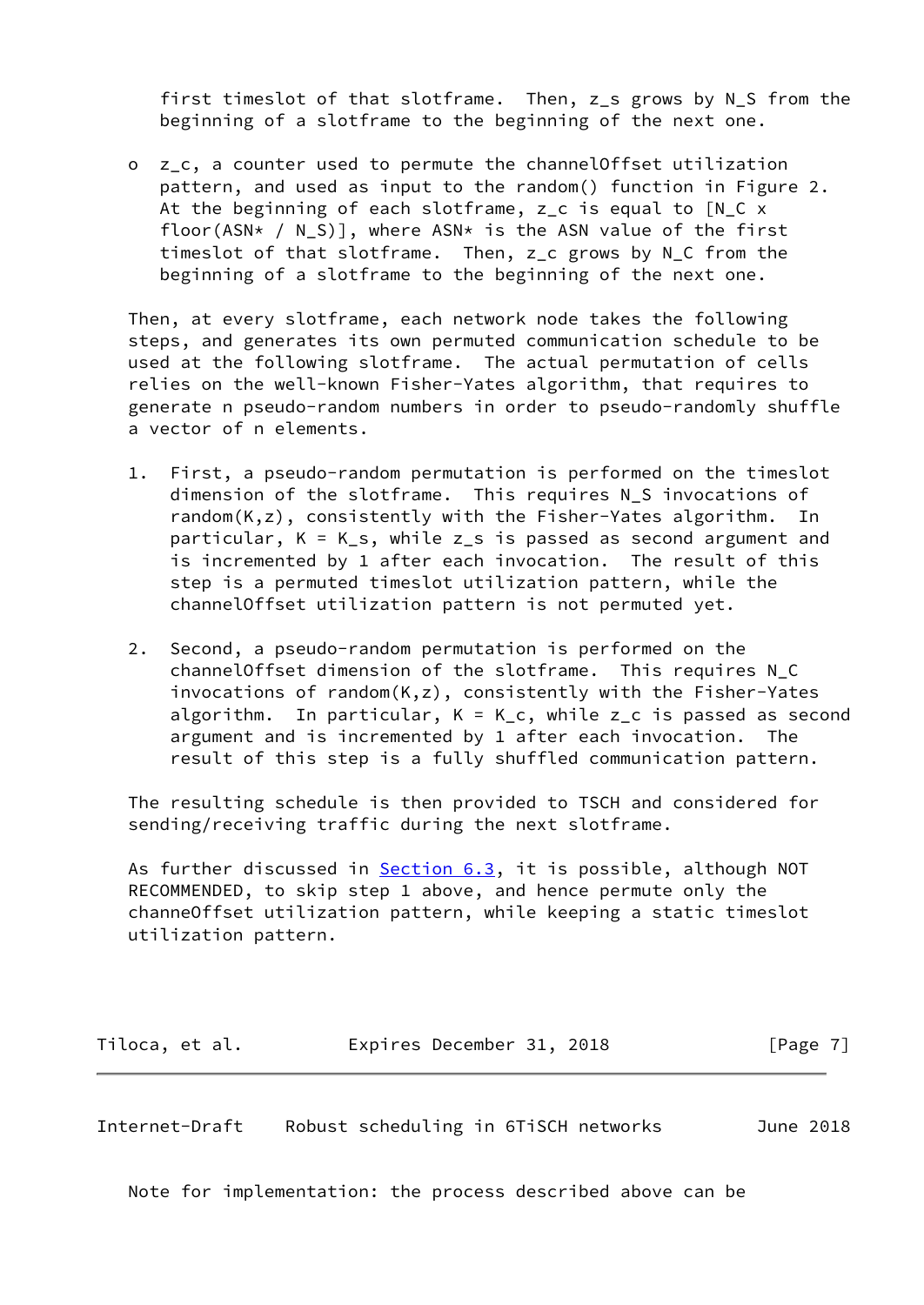first timeslot of that slotframe. Then, $z_s$ grows by $N_S$ from the beginning of a slotframe to the beginning of the next one.

- $z_c$, a counter used to permute the channelOffset utilization pattern, and used as input to the random() function in Figure 2. At the beginning of each slotframe, $z_c$ is equal to $[N_C \times \text{floor}(ASN^* / N_S)]$, where $ASN^*$ is the ASN value of the first timeslot of that slotframe. Then, $z_c$ grows by $N_C$ from the beginning of a slotframe to the beginning of the next one.

Then, at every slotframe, each network node takes the following steps, and generates its own permuted communication schedule to be used at the following slotframe. The actual permutation of cells relies on the well-known Fisher-Yates algorithm, that requires to generate n pseudo-random numbers in order to pseudo-randomly shuffle a vector of n elements.

1. First, a pseudo-random permutation is performed on the timeslot dimension of the slotframe. This requires $N_S$ invocations of random(K,z), consistently with the Fisher-Yates algorithm. In particular, $K = K_s$, while $z_s$ is passed as second argument and is incremented by 1 after each invocation. The result of this step is a permuted timeslot utilization pattern, while the channelOffset utilization pattern is not permuted yet.

2. Second, a pseudo-random permutation is performed on the channelOffset dimension of the slotframe. This requires $N_C$ invocations of random(K,z), consistently with the Fisher-Yates algorithm. In particular, $K = K_c$, while $z_c$ is passed as second argument and is incremented by 1 after each invocation. The result of this step is a fully shuffled communication pattern.

The resulting schedule is then provided to TSCH and considered for sending/receiving traffic during the next slotframe.

As further discussed in Section 6.3, it is possible, although NOT RECOMMENDED, to skip step 1 above, and hence permute only the channeOffset utilization pattern, while keeping a static timeslot utilization pattern.

Note for implementation: the process described above can be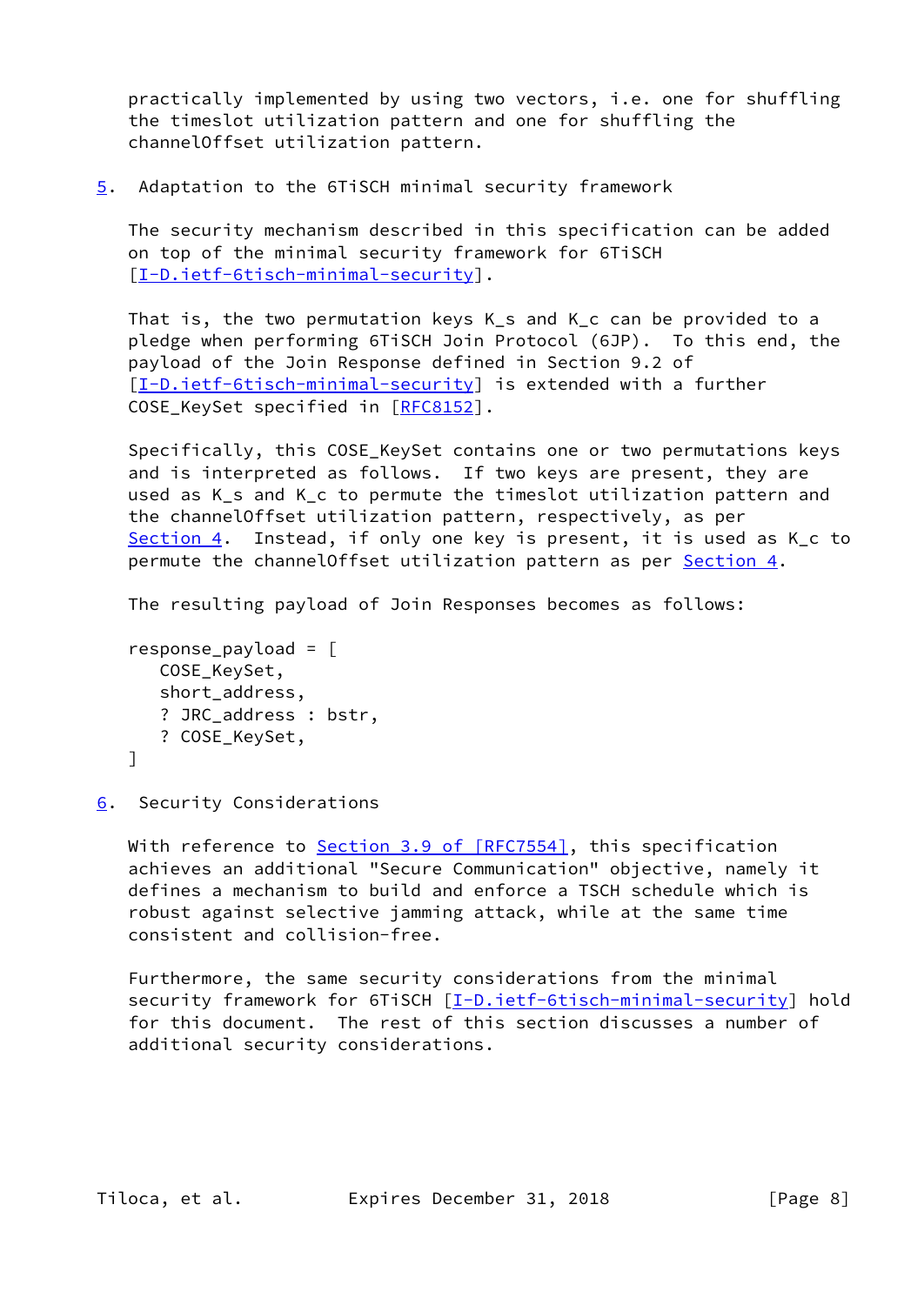practically implemented by using two vectors, i.e. one for shuffling the timeslot utilization pattern and one for shuffling the channelOffset utilization pattern.

## 5. Adaptation to the 6TiSCH minimal security framework

The security mechanism described in this specification can be added on top of the minimal security framework for 6TiSCH [I-D.ietf-6tisch-minimal-security].

That is, the two permutation keys $K_s$ and $K_c$ can be provided to a pledge when performing 6TiSCH Join Protocol (6JP). To this end, the payload of the Join Response defined in Section 9.2 of [I-D.ietf-6tisch-minimal-security] is extended with a further COSE_KeySet specified in [RFC8152].

Specifically, this COSE_KeySet contains one or two permutations keys and is interpreted as follows. If two keys are present, they are used as $K_s$ and $K_c$ to permute the timeslot utilization pattern and the channelOffset utilization pattern, respectively, as per Section 4. Instead, if only one key is present, it is used as $K_c$ to permute the channelOffset utilization pattern as per Section 4.

The resulting payload of Join Responses becomes as follows:

```
response_payload = [
   COSE_KeySet,
   short_address,
   ? JRC_address : bstr,
   ? COSE_KeySet,
]
```

## 6. Security Considerations

With reference to Section 3.9 of [RFC7554], this specification achieves an additional "Secure Communication" objective, namely it defines a mechanism to build and enforce a TSCH schedule which is robust against selective jamming attack, while at the same time consistent and collision-free.

Furthermore, the same security considerations from the minimal security framework for 6TiSCH [I-D.ietf-6tisch-minimal-security] hold for this document. The rest of this section discusses a number of additional security considerations.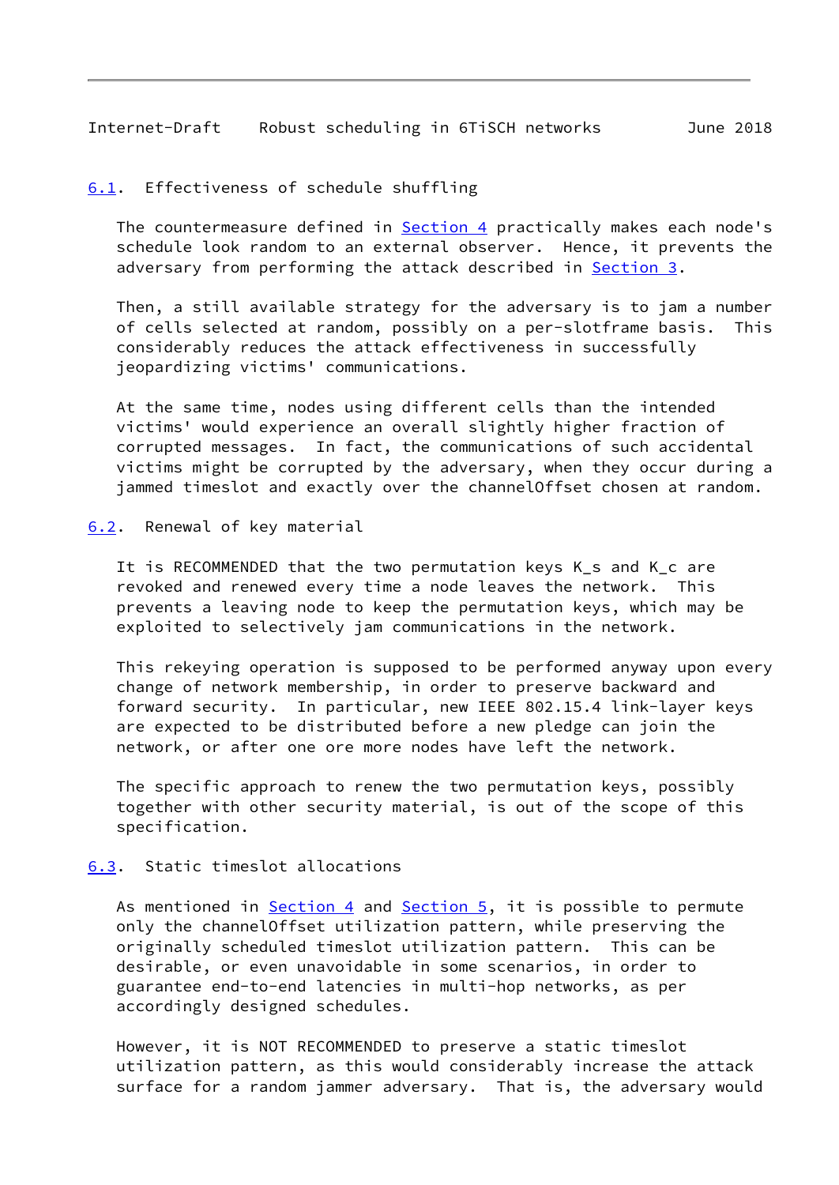## 6.1. Effectiveness of schedule shuffling

The countermeasure defined in Section 4 practically makes each node's schedule look random to an external observer. Hence, it prevents the adversary from performing the attack described in Section 3.

Then, a still available strategy for the adversary is to jam a number of cells selected at random, possibly on a per-slotframe basis. This considerably reduces the attack effectiveness in successfully jeopardizing victims' communications.

At the same time, nodes using different cells than the intended victims' would experience an overall slightly higher fraction of corrupted messages. In fact, the communications of such accidental victims might be corrupted by the adversary, when they occur during a jammed timeslot and exactly over the channelOffset chosen at random.

## 6.2. Renewal of key material

It is RECOMMENDED that the two permutation keys $K_s$ and $K_c$ are revoked and renewed every time a node leaves the network. This prevents a leaving node to keep the permutation keys, which may be exploited to selectively jam communications in the network.

This rekeying operation is supposed to be performed anyway upon every change of network membership, in order to preserve backward and forward security. In particular, new IEEE 802.15.4 link-layer keys are expected to be distributed before a new pledge can join the network, or after one ore more nodes have left the network.

The specific approach to renew the two permutation keys, possibly together with other security material, is out of the scope of this specification.

## 6.3. Static timeslot allocations

As mentioned in Section 4 and Section 5, it is possible to permute only the channelOffset utilization pattern, while preserving the originally scheduled timeslot utilization pattern. This can be desirable, or even unavoidable in some scenarios, in order to guarantee end-to-end latencies in multi-hop networks, as per accordingly designed schedules.

However, it is NOT RECOMMENDED to preserve a static timeslot utilization pattern, as this would considerably increase the attack surface for a random jammer adversary. That is, the adversary would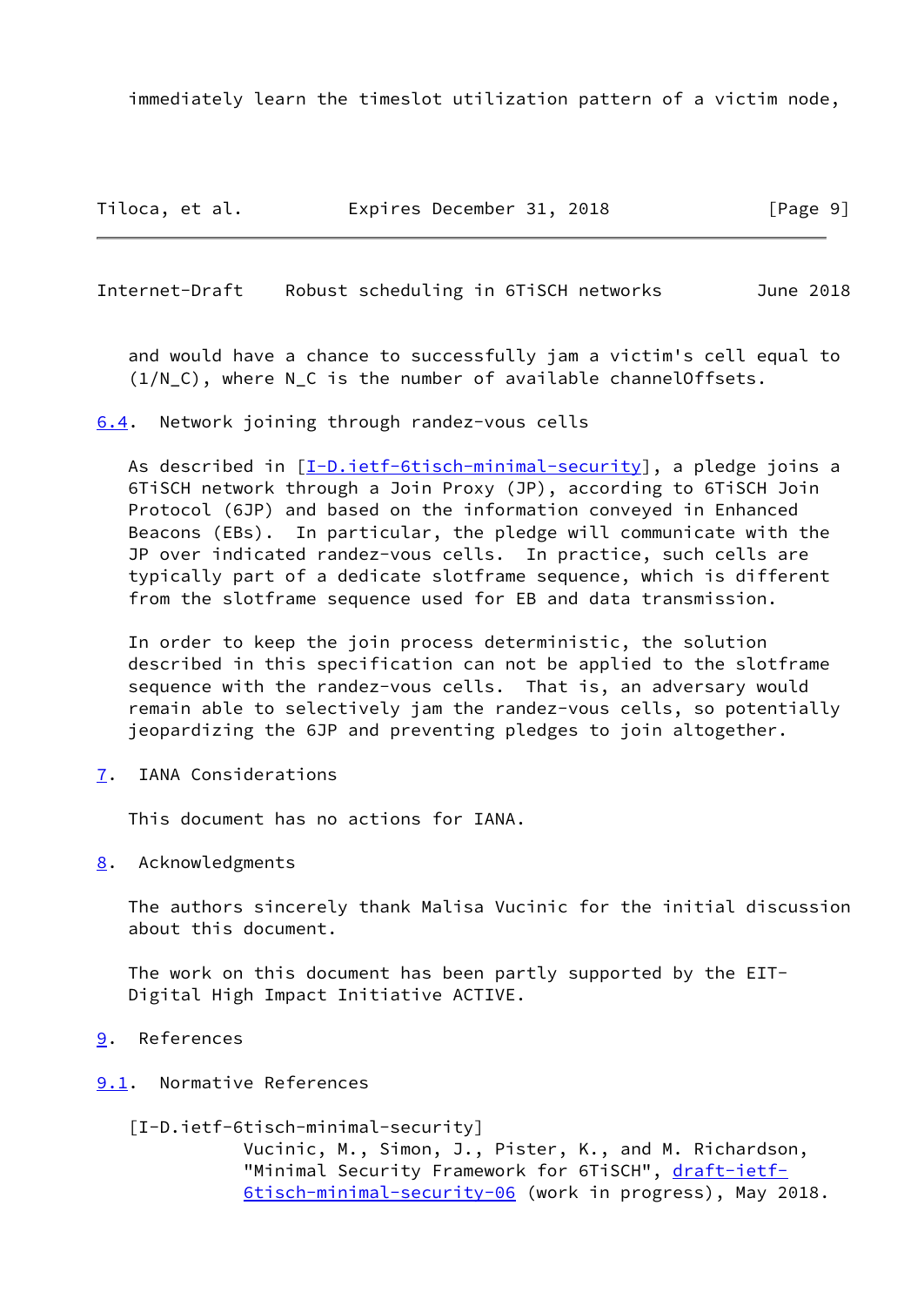immediately learn the timeslot utilization pattern of a victim node, and would have a chance to successfully jam a victim's cell equal to $(1/N_C)$, where $N_C$ is the number of available channelOffsets.

### 6.4. Network joining through randez-vous cells

As described in [I-D.ietf-6tisch-minimal-security], a pledge joins a 6TiSCH network through a Join Proxy (JP), according to 6TiSCH Join Protocol (6JP) and based on the information conveyed in Enhanced Beacons (EBs). In particular, the pledge will communicate with the JP over indicated randez-vous cells. In practice, such cells are typically part of a dedicate slotframe sequence, which is different from the slotframe sequence used for EB and data transmission.

In order to keep the join process deterministic, the solution described in this specification can not be applied to the slotframe sequence with the randez-vous cells. That is, an adversary would remain able to selectively jam the randez-vous cells, so potentially jeopardizing the 6JP and preventing pledges to join altogether.

## 7. IANA Considerations

This document has no actions for IANA.

## 8. Acknowledgments

The authors sincerely thank Malisa Vucinic for the initial discussion about this document.

The work on this document has been partly supported by the EIT-Digital High Impact Initiative ACTIVE.

## 9. References

### 9.1. Normative References

[I-D.ietf-6tisch-minimal-security]
Vucinic, M., Simon, J., Pister, K., and M. Richardson, "Minimal Security Framework for 6TiSCH", draft-ietf-6tisch-minimal-security-06 (work in progress), May 2018.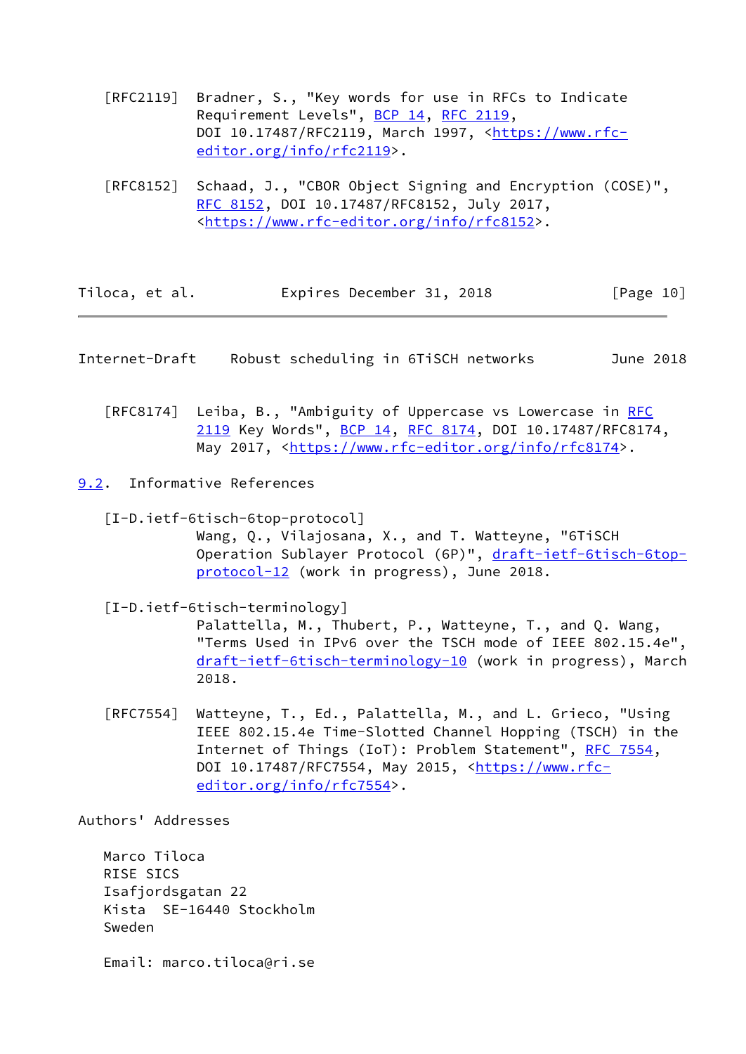[RFC2119] Bradner, S., "Key words for use in RFCs to Indicate Requirement Levels", BCP 14, RFC 2119, DOI 10.17487/RFC2119, March 1997, <https://www.rfc-editor.org/info/rfc2119>.

[RFC8152] Schaad, J., "CBOR Object Signing and Encryption (COSE)", RFC 8152, DOI 10.17487/RFC8152, July 2017, <https://www.rfc-editor.org/info/rfc8152>.

[RFC8174] Leiba, B., "Ambiguity of Uppercase vs Lowercase in RFC 2119 Key Words", BCP 14, RFC 8174, DOI 10.17487/RFC8174, May 2017, <https://www.rfc-editor.org/info/rfc8174>.

### 9.2. Informative References

[I-D.ietf-6tisch-6top-protocol]
Wang, Q., Vilajosana, X., and T. Watteyne, "6TiSCH Operation Sublayer Protocol (6P)", draft-ietf-6tisch-6top-protocol-12 (work in progress), June 2018.

[I-D.ietf-6tisch-terminology]
Palattella, M., Thubert, P., Watteyne, T., and Q. Wang, "Terms Used in IPv6 over the TSCH mode of IEEE 802.15.4e", draft-ietf-6tisch-terminology-10 (work in progress), March 2018.

[RFC7554] Watteyne, T., Ed., Palattella, M., and L. Grieco, "Using IEEE 802.15.4e Time-Slotted Channel Hopping (TSCH) in the Internet of Things (IoT): Problem Statement", RFC 7554, DOI 10.17487/RFC7554, May 2015, <https://www.rfc-editor.org/info/rfc7554>.

## Authors' Addresses

Marco Tiloca
RISE SICS
Isafjordsgatan 22
Kista SE-16440 Stockholm
Sweden

Email: marco.tiloca@ri.se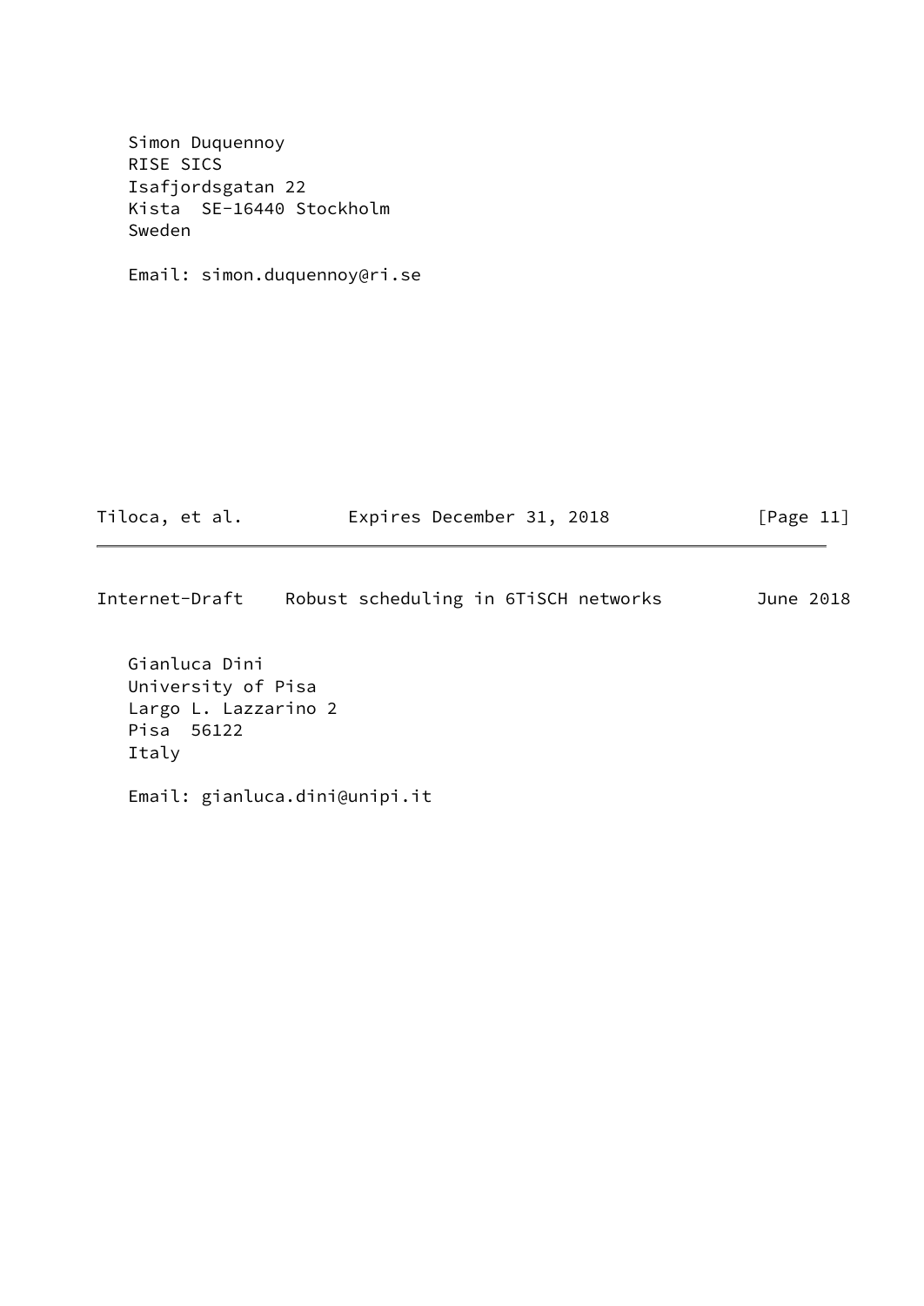Simon Duquennoy
RISE SICS
Isafjordsgatan 22
Kista  SE-16440 Stockholm
Sweden

Email: simon.duquennoy@ri.se

Gianluca Dini
University of Pisa
Largo L. Lazzarino 2
Pisa  56122
Italy

Email: gianluca.dini@unipi.it